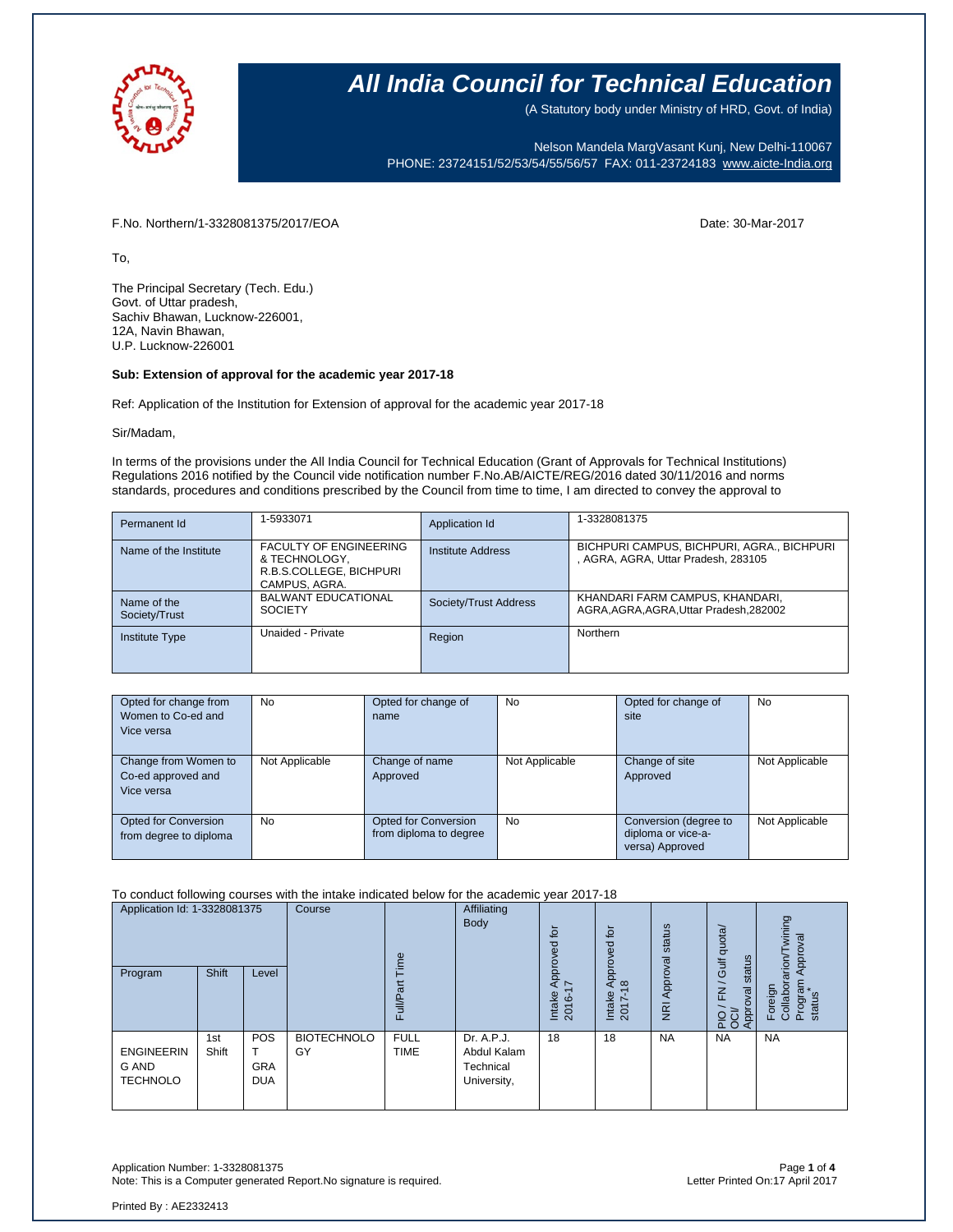# All India Council for Technical Education

(A Statutory body under Ministry of HRD, Govt. of India)

Nelson Mandela MargVasant Kunj, New Delhi-110067
PHONE: 23724151/52/53/54/55/56/57 FAX: 011-23724183 www.aicte-India.org

F.No. Northern/1-3328081375/2017/EOA

Date: 30-Mar-2017

To,

The Principal Secretary (Tech. Edu.)
Govt. of Uttar pradesh,
Sachiv Bhawan, Lucknow-226001,
12A, Navin Bhawan,
U.P. Lucknow-226001

**Sub: Extension of approval for the academic year 2017-18**

Ref: Application of the Institution for Extension of approval for the academic year 2017-18

Sir/Madam,

In terms of the provisions under the All India Council for Technical Education (Grant of Approvals for Technical Institutions) Regulations 2016 notified by the Council vide notification number F.No.AB/AICTE/REG/2016 dated 30/11/2016 and norms standards, procedures and conditions prescribed by the Council from time to time, I am directed to convey the approval to

| Permanent Id | 1-5933071 | Application Id | 1-3328081375 |
|---|---|---|---|
| Name of the Institute | FACULTY OF ENGINEERING & TECHNOLOGY, R.B.S.COLLEGE, BICHPURI CAMPUS, AGRA. | Institute Address | BICHPURI CAMPUS, BICHPURI, AGRA., BICHPURI , AGRA, AGRA, Uttar Pradesh, 283105 |
| Name of the Society/Trust | BALWANT EDUCATIONAL SOCIETY | Society/Trust Address | KHANDARI FARM CAMPUS, KHANDARI, AGRA,AGRA,AGRA,Uttar Pradesh,282002 |
| Institute Type | Unaided - Private | Region | Northern |

| Opted for change from Women to Co-ed and Vice versa | No | Opted for change of name | No | Opted for change of site | No |
|---|---|---|---|---|---|
| Change from Women to Co-ed approved and Vice versa | Not Applicable | Change of name Approved | Not Applicable | Change of site Approved | Not Applicable |
| Opted for Conversion from degree to diploma | No | Opted for Conversion from diploma to degree | No | Conversion (degree to diploma or vice-a-versa) Approved | Not Applicable |

To conduct following courses with the intake indicated below for the academic year 2017-18

| Program | Shift | Level | Course | Full/Part Time | Affiliating Body | Intake Approved for 2016-17 | Intake Approved for 2017-18 | NRI Approval status | PIO / FN / Gulf quota/ OCI/ Approval status | Foreign Collaborarion/Twining Program Approval status* |
|---|---|---|---|---|---|---|---|---|---|---|
| ENGINEERING AND TECHNOLO | 1st Shift | POST GRADUA | BIOTECHNOLOGY | FULL TIME | Dr. A.P.J. Abdul Kalam Technical University, | 18 | 18 | NA | NA | NA |

Application Number: 1-3328081375
Note: This is a Computer generated Report.No signature is required.

Letter Printed On:17 April 2017

Printed By : AE2332413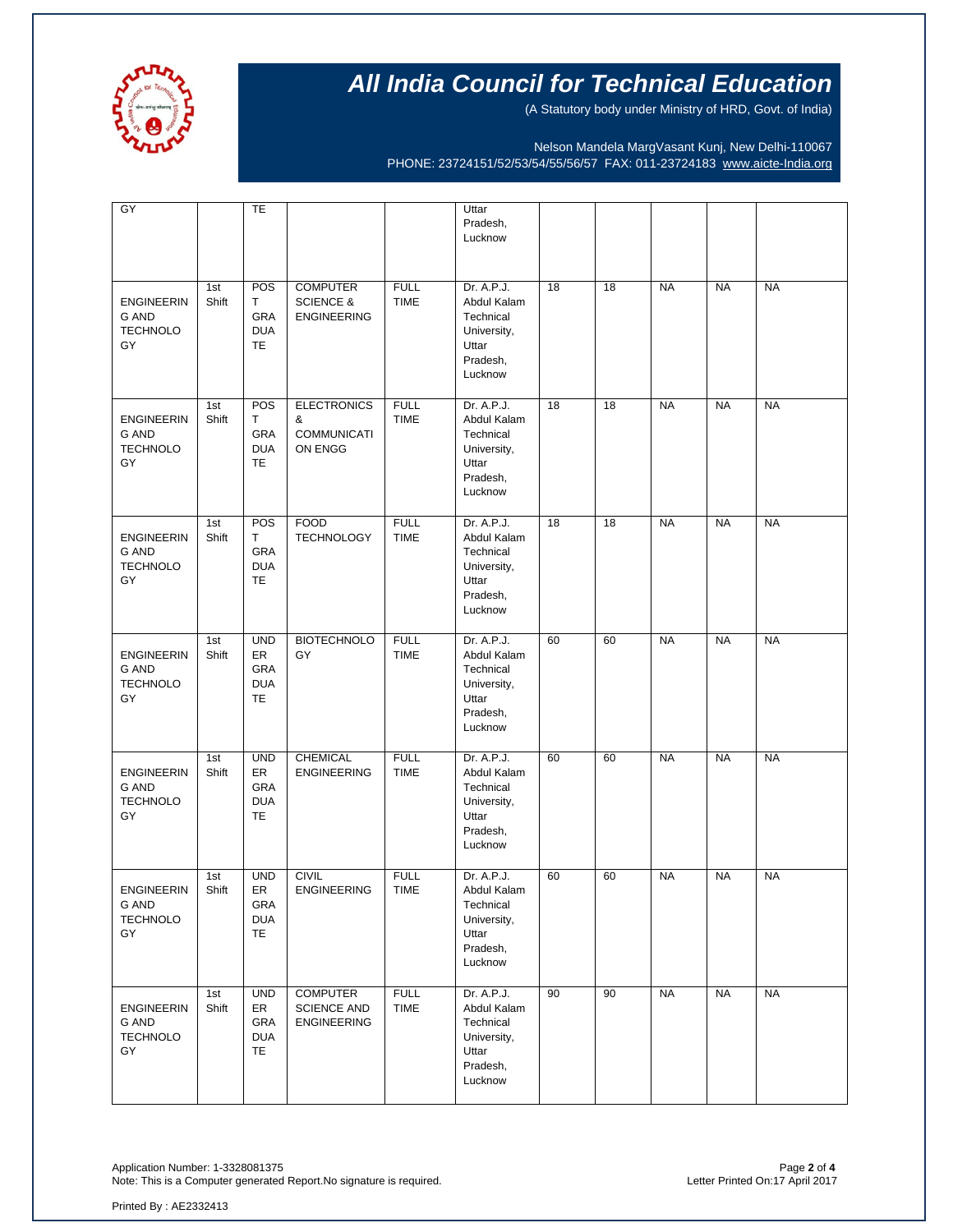| | | | | | | | | | | |
|---|---|---|---|---|---|---|---|---|---|---|
| GY | | TE | | | Uttar Pradesh, Lucknow | | | | | |
| ENGINEERING AND TECHNOLOGY | 1st Shift | POST GRADUATE | COMPUTER SCIENCE & ENGINEERING | FULL TIME | Dr. A.P.J. Abdul Kalam Technical University, Uttar Pradesh, Lucknow | 18 | 18 | NA | NA | NA |
| ENGINEERING AND TECHNOLOGY | 1st Shift | POST GRADUATE | ELECTRONICS & COMMUNICATION ENGG | FULL TIME | Dr. A.P.J. Abdul Kalam Technical University, Uttar Pradesh, Lucknow | 18 | 18 | NA | NA | NA |
| ENGINEERING AND TECHNOLOGY | 1st Shift | POST GRADUATE | FOOD TECHNOLOGY | FULL TIME | Dr. A.P.J. Abdul Kalam Technical University, Uttar Pradesh, Lucknow | 18 | 18 | NA | NA | NA |
| ENGINEERING AND TECHNOLOGY | 1st Shift | UNDER GRADUATE | BIOTECHNOLOGY | FULL TIME | Dr. A.P.J. Abdul Kalam Technical University, Uttar Pradesh, Lucknow | 60 | 60 | NA | NA | NA |
| ENGINEERING AND TECHNOLOGY | 1st Shift | UNDER GRADUATE | CHEMICAL ENGINEERING | FULL TIME | Dr. A.P.J. Abdul Kalam Technical University, Uttar Pradesh, Lucknow | 60 | 60 | NA | NA | NA |
| ENGINEERING AND TECHNOLOGY | 1st Shift | UNDER GRADUATE | CIVIL ENGINEERING | FULL TIME | Dr. A.P.J. Abdul Kalam Technical University, Uttar Pradesh, Lucknow | 60 | 60 | NA | NA | NA |
| ENGINEERING AND TECHNOLOGY | 1st Shift | UNDER GRADUATE | COMPUTER SCIENCE AND ENGINEERING | FULL TIME | Dr. A.P.J. Abdul Kalam Technical University, Uttar Pradesh, Lucknow | 90 | 90 | NA | NA | NA |

Application Number: 1-3328081375
Note: This is a Computer generated Report.No signature is required.

Letter Printed On:17 April 2017

Printed By : AE2332413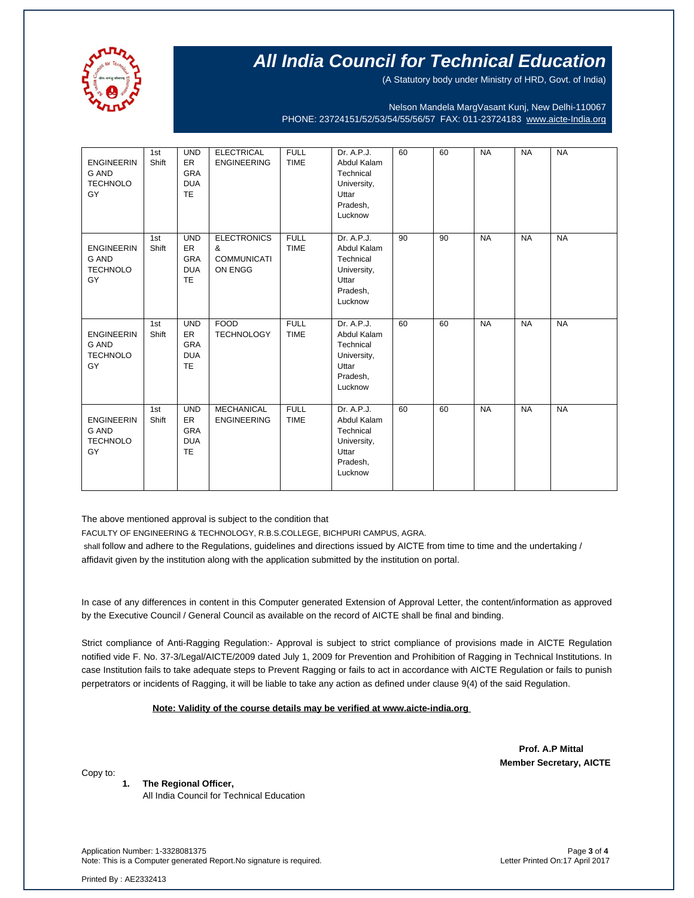# All India Council for Technical Education

(A Statutory body under Ministry of HRD, Govt. of India)

Nelson Mandela MargVasant Kunj, New Delhi-110067
PHONE: 23724151/52/53/54/55/56/57 FAX: 011-23724183 www.aicte-India.org

| | | | | | | | | | | |
|---|---|---|---|---|---|---|---|---|---|---|
| ENGINEERING AND TECHNOLOGY | 1st Shift | UNDER GRADUATE | ELECTRICAL ENGINEERING | FULL TIME | Dr. A.P.J. Abdul Kalam Technical University, Uttar Pradesh, Lucknow | 60 | 60 | NA | NA | NA |
| ENGINEERING AND TECHNOLOGY | 1st Shift | UNDER GRADUATE | ELECTRONICS & COMMUNICATION ENGG | FULL TIME | Dr. A.P.J. Abdul Kalam Technical University, Uttar Pradesh, Lucknow | 90 | 90 | NA | NA | NA |
| ENGINEERING AND TECHNOLOGY | 1st Shift | UNDER GRADUATE | FOOD TECHNOLOGY | FULL TIME | Dr. A.P.J. Abdul Kalam Technical University, Uttar Pradesh, Lucknow | 60 | 60 | NA | NA | NA |
| ENGINEERING AND TECHNOLOGY | 1st Shift | UNDER GRADUATE | MECHANICAL ENGINEERING | FULL TIME | Dr. A.P.J. Abdul Kalam Technical University, Uttar Pradesh, Lucknow | 60 | 60 | NA | NA | NA |

The above mentioned approval is subject to the condition that

FACULTY OF ENGINEERING & TECHNOLOGY, R.B.S.COLLEGE, BICHPURI CAMPUS, AGRA.

shall follow and adhere to the Regulations, guidelines and directions issued by AICTE from time to time and the undertaking / affidavit given by the institution along with the application submitted by the institution on portal.

In case of any differences in content in this Computer generated Extension of Approval Letter, the content/information as approved by the Executive Council / General Council as available on the record of AICTE shall be final and binding.

Strict compliance of Anti-Ragging Regulation:- Approval is subject to strict compliance of provisions made in AICTE Regulation notified vide F. No. 37-3/Legal/AICTE/2009 dated July 1, 2009 for Prevention and Prohibition of Ragging in Technical Institutions. In case Institution fails to take adequate steps to Prevent Ragging or fails to act in accordance with AICTE Regulation or fails to punish perpetrators or incidents of Ragging, it will be liable to take any action as defined under clause 9(4) of the said Regulation.

**Note: Validity of the course details may be verified at www.aicte-india.org**

**Prof. A.P Mittal**
**Member Secretary, AICTE**

Copy to:

1. **The Regional Officer,**
   All India Council for Technical Education

Application Number: 1-3328081375
Note: This is a Computer generated Report.No signature is required.

Letter Printed On:17 April 2017

Printed By : AE2332413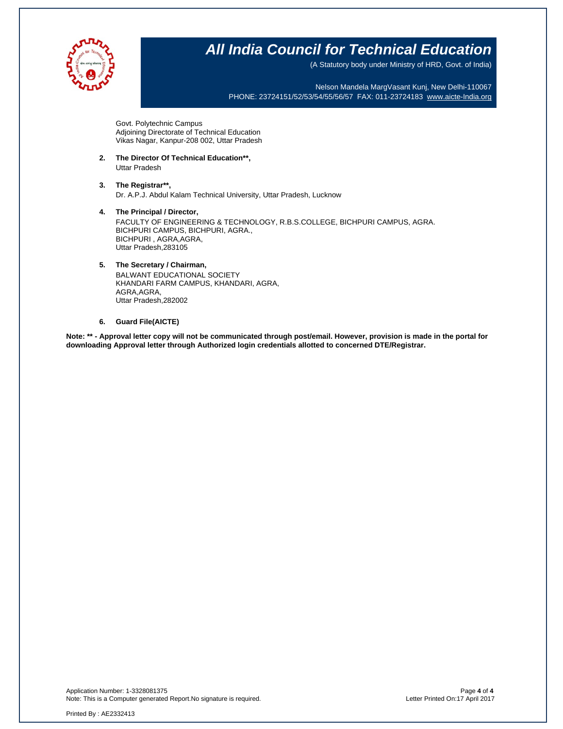Govt. Polytechnic Campus
Adjoining Directorate of Technical Education
Vikas Nagar, Kanpur-208 002, Uttar Pradesh

2. **The Director Of Technical Education\*\*,**
   Uttar Pradesh

3. **The Registrar\*\*,**
   Dr. A.P.J. Abdul Kalam Technical University, Uttar Pradesh, Lucknow

4. **The Principal / Director,**
   FACULTY OF ENGINEERING & TECHNOLOGY, R.B.S.COLLEGE, BICHPURI CAMPUS, AGRA.
   BICHPURI CAMPUS, BICHPURI, AGRA.,
   BICHPURI , AGRA,AGRA,
   Uttar Pradesh,283105

5. **The Secretary / Chairman,**
   BALWANT EDUCATIONAL SOCIETY
   KHANDARI FARM CAMPUS, KHANDARI, AGRA,
   AGRA,AGRA,
   Uttar Pradesh,282002

6. **Guard File(AICTE)**

**Note: \*\* - Approval letter copy will not be communicated through post/email. However, provision is made in the portal for downloading Approval letter through Authorized login credentials allotted to concerned DTE/Registrar.**

Application Number: 1-3328081375
Note: This is a Computer generated Report.No signature is required.

Letter Printed On:17 April 2017

Printed By : AE2332413